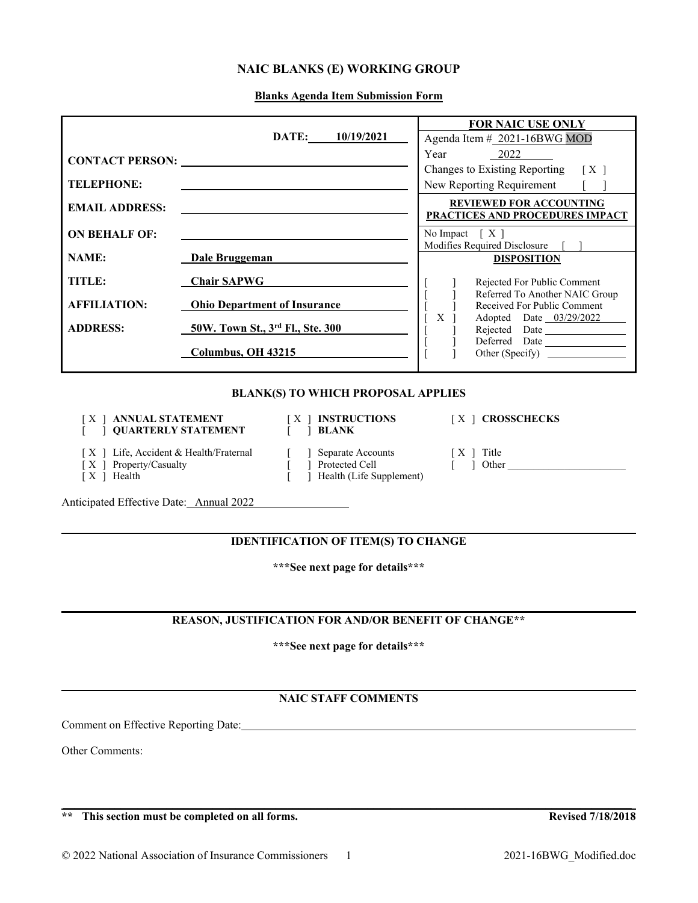# NAIC BLANKS (E) WORKING GROUP

**Blanks Agenda Item Submission Form**

| | | FOR NAIC USE ONLY |
|---|---|---|
| | **DATE:** 10/19/2021 | Agenda Item # 2021-16BWG MOD |
| **CONTACT PERSON:** | | Year 2022 |
| | | Changes to Existing Reporting [ X ] |
| **TELEPHONE:** | | New Reporting Requirement [ ] |
| **EMAIL ADDRESS:** | | **REVIEWED FOR ACCOUNTING PRACTICES AND PROCEDURES IMPACT** |
| **ON BEHALF OF:** | | No Impact [ X ] |
| | | Modifies Required Disclosure [ ] |
| **NAME:** | **Dale Bruggeman** | **DISPOSITION** |
| **TITLE:** | **Chair SAPWG** | [ ] Rejected For Public Comment |
| **AFFILIATION:** | **Ohio Department of Insurance** | [ ] Referred To Another NAIC Group |
| | | [ ] Received For Public Comment |
| **ADDRESS:** | **50W. Town St., 3rd Fl., Ste. 300** | [ X ] Adopted Date 03/29/2022 |
| | | [ ] Rejected Date |
| | **Columbus, OH 43215** | [ ] Deferred Date |
| | | [ ] Other (Specify) |

## BLANK(S) TO WHICH PROPOSAL APPLIES

[ X ] **ANNUAL STATEMENT**
[ ] **QUARTERLY STATEMENT**
[ X ] **INSTRUCTIONS**
[ ] **BLANK**
[ X ] **CROSSCHECKS**

[ X ] Life, Accident & Health/Fraternal
[ X ] Property/Casualty
[ X ] Health
[ ] Separate Accounts
[ ] Protected Cell
[ ] Health (Life Supplement)
[ X ] Title
[ ] Other

Anticipated Effective Date: Annual 2022

## IDENTIFICATION OF ITEM(S) TO CHANGE

**\*\*\*See next page for details\*\*\***

## REASON, JUSTIFICATION FOR AND/OR BENEFIT OF CHANGE**

**\*\*\*See next page for details\*\*\***

## NAIC STAFF COMMENTS

Comment on Effective Reporting Date:

Other Comments:

**\*\* This section must be completed on all forms.** **Revised 7/18/2018**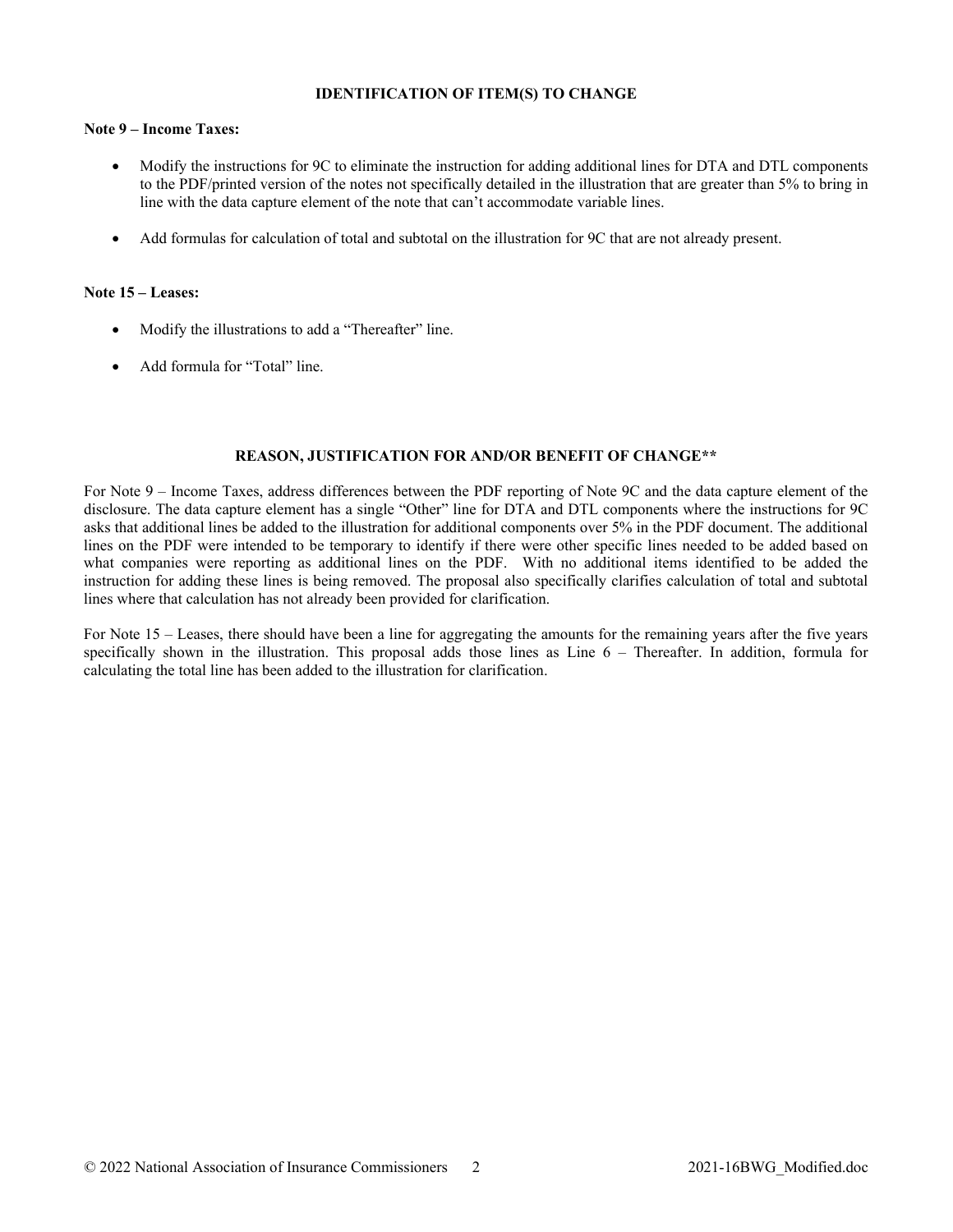## IDENTIFICATION OF ITEM(S) TO CHANGE

**Note 9 – Income Taxes:**

- Modify the instructions for 9C to eliminate the instruction for adding additional lines for DTA and DTL components to the PDF/printed version of the notes not specifically detailed in the illustration that are greater than 5% to bring in line with the data capture element of the note that can't accommodate variable lines.
- Add formulas for calculation of total and subtotal on the illustration for 9C that are not already present.

**Note 15 – Leases:**

- Modify the illustrations to add a "Thereafter" line.
- Add formula for "Total" line.

## REASON, JUSTIFICATION FOR AND/OR BENEFIT OF CHANGE**

For Note 9 – Income Taxes, address differences between the PDF reporting of Note 9C and the data capture element of the disclosure. The data capture element has a single "Other" line for DTA and DTL components where the instructions for 9C asks that additional lines be added to the illustration for additional components over 5% in the PDF document. The additional lines on the PDF were intended to be temporary to identify if there were other specific lines needed to be added based on what companies were reporting as additional lines on the PDF. With no additional items identified to be added the instruction for adding these lines is being removed. The proposal also specifically clarifies calculation of total and subtotal lines where that calculation has not already been provided for clarification.

For Note 15 – Leases, there should have been a line for aggregating the amounts for the remaining years after the five years specifically shown in the illustration. This proposal adds those lines as Line 6 – Thereafter. In addition, formula for calculating the total line has been added to the illustration for clarification.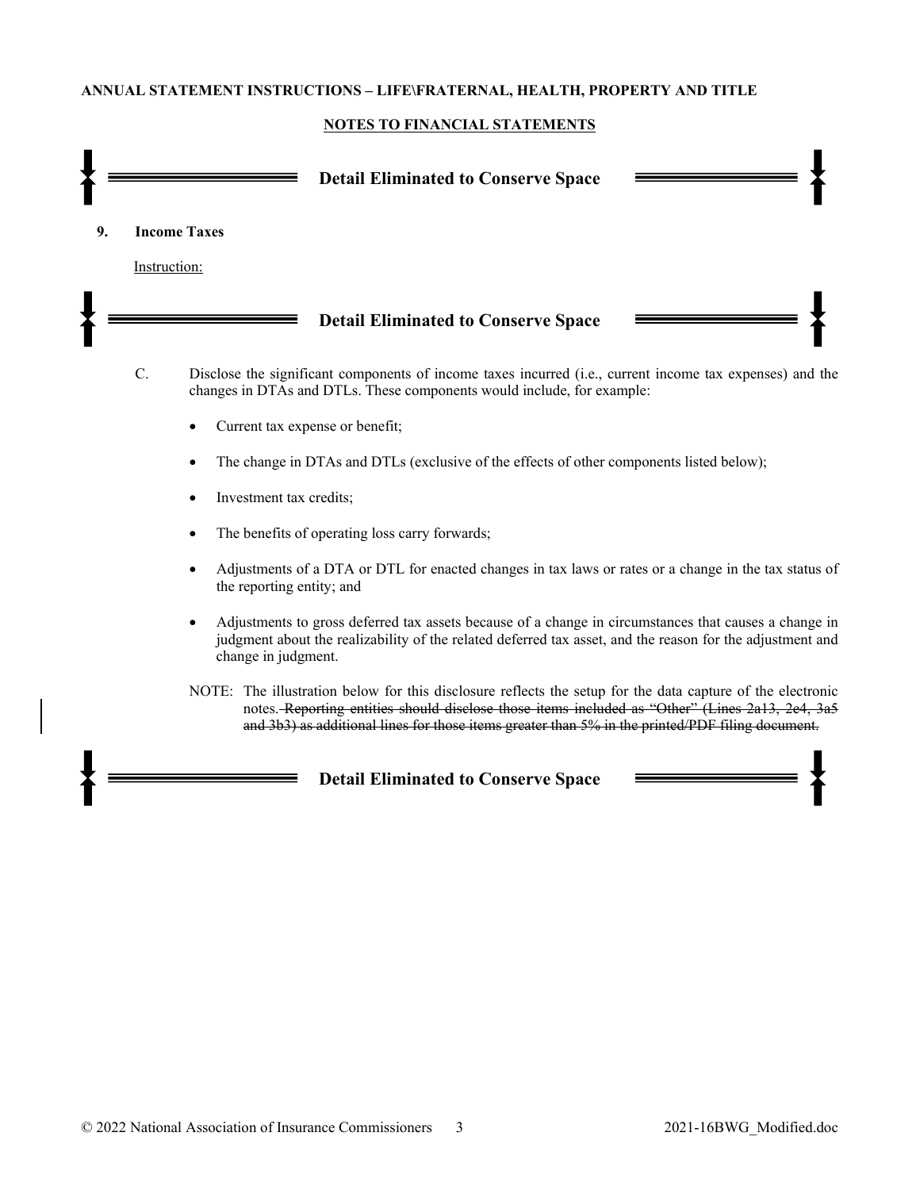**ANNUAL STATEMENT INSTRUCTIONS – LIFE\FRATERNAL, HEALTH, PROPERTY AND TITLE**

**NOTES TO FINANCIAL STATEMENTS**

**Detail Eliminated to Conserve Space**

**9. Income Taxes**

Instruction:

**Detail Eliminated to Conserve Space**

C. Disclose the significant components of income taxes incurred (i.e., current income tax expenses) and the changes in DTAs and DTLs. These components would include, for example:

- Current tax expense or benefit;
- The change in DTAs and DTLs (exclusive of the effects of other components listed below);
- Investment tax credits;
- The benefits of operating loss carry forwards;
- Adjustments of a DTA or DTL for enacted changes in tax laws or rates or a change in the tax status of the reporting entity; and
- Adjustments to gross deferred tax assets because of a change in circumstances that causes a change in judgment about the realizability of the related deferred tax asset, and the reason for the adjustment and change in judgment.

NOTE: The illustration below for this disclosure reflects the setup for the data capture of the electronic notes. ~~Reporting entities should disclose those items included as "Other" (Lines 2a13, 2e4, 3a5 and 3b3) as additional lines for those items greater than 5% in the printed/PDF filing document.~~

**Detail Eliminated to Conserve Space**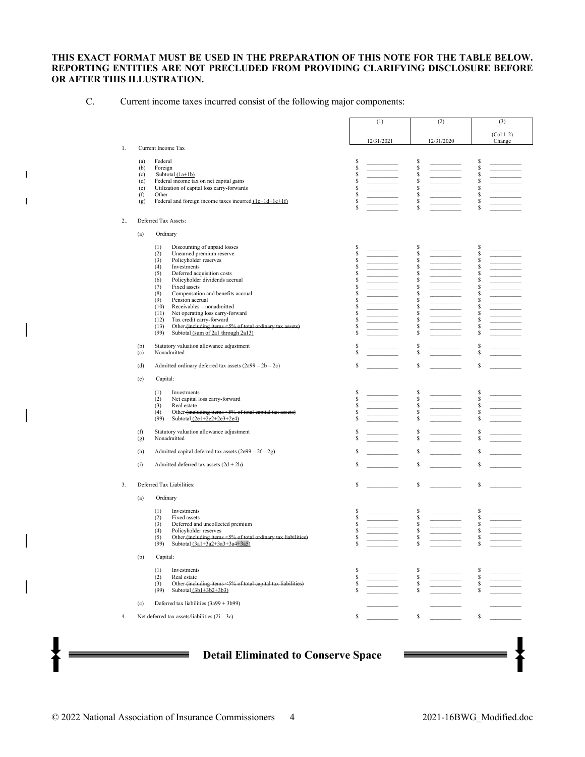**THIS EXACT FORMAT MUST BE USED IN THE PREPARATION OF THIS NOTE FOR THE TABLE BELOW. REPORTING ENTITIES ARE NOT PRECLUDED FROM PROVIDING CLARIFYING DISCLOSURE BEFORE OR AFTER THIS ILLUSTRATION.**

C. Current income taxes incurred consist of the following major components:

| | | | (1) | (2) | (3) |
|---|---|---|---|---|---|
| | | | 12/31/2021 | 12/31/2020 | (Col 1-2) Change |
| 1. | Current Income Tax | | | | |
| | (a) | Federal | $ | $ | $ |
| | (b) | Foreign | $ | $ | $ |
| | (c) | Subtotal (1a+1b) | $ | $ | $ |
| | (d) | Federal income tax on net capital gains | $ | $ | $ |
| | (e) | Utilization of capital loss carry-forwards | $ | $ | $ |
| | (f) | Other | $ | $ | $ |
| | (g) | Federal and foreign income taxes incurred (1c+1d+1e+1f) | $ | $ | $ |
| | | | $ | $ | $ |
| 2.. | Deferred Tax Assets: | | | | |
| | (a) | Ordinary | | | |
| | | (1) Discounting of unpaid losses | $ | $ | $ |
| | | (2) Unearned premium reserve | $ | $ | $ |
| | | (3) Policyholder reserves | $ | $ | $ |
| | | (4) Investments | $ | $ | $ |
| | | (5) Deferred acquisition costs | $ | $ | $ |
| | | (6) Policyholder dividends accrual | $ | $ | $ |
| | | (7) Fixed assets | $ | $ | $ |
| | | (8) Compensation and benefits accrual | $ | $ | $ |
| | | (9) Pension accrual | $ | $ | $ |
| | | (10) Receivables – nonadmitted | $ | $ | $ |
| | | (11) Net operating loss carry-forward | $ | $ | $ |
| | | (12) Tax credit carry-forward | $ | $ | $ |
| | | (13) Other ~~(including items <5% of total ordinary tax assets)~~ | $ | $ | $ |
| | | (99) Subtotal (sum of 2a1 through 2a13) | $ | $ | $ |
| | (b) | Statutory valuation allowance adjustment | $ | $ | $ |
| | (c) | Nonadmitted | $ | $ | $ |
| | (d) | Admitted ordinary deferred tax assets (2a99 – 2b – 2c) | $ | $ | $ |
| | (e) | Capital: | | | |
| | | (1) Investments | $ | $ | $ |
| | | (2) Net capital loss carry-forward | $ | $ | $ |
| | | (3) Real estate | $ | $ | $ |
| | | (4) Other ~~(including items <5% of total capital tax assets)~~ | $ | $ | $ |
| | | (99) Subtotal (2e1+2e2+2e3+2e4) | $ | $ | $ |
| | (f) | Statutory valuation allowance adjustment | $ | $ | $ |
| | (g) | Nonadmitted | $ | $ | $ |
| | (h) | Admitted capital deferred tax assets (2e99 – 2f – 2g) | $ | $ | $ |
| | (i) | Admitted deferred tax assets (2d + 2h) | $ | $ | $ |
| 3. | Deferred Tax Liabilities: | | $ | $ | $ |
| | (a) | Ordinary | | | |
| | | (1) Investments | $ | $ | $ |
| | | (2) Fixed assets | $ | $ | $ |
| | | (3) Deferred and uncollected premium | $ | $ | $ |
| | | (4) Policyholder reserves | $ | $ | $ |
| | | (5) Other ~~(including items <5% of total ordinary tax liabilities)~~ | $ | $ | $ |
| | | (99) Subtotal (3a1+3a2+3a3+3a4+3a5) | $ | $ | $ |
| | (b) | Capital: | | | |
| | | (1) Investments | $ | $ | $ |
| | | (2) Real estate | $ | $ | $ |
| | | (3) Other ~~(including items <5% of total capital tax liabilities)~~ | $ | $ | $ |
| | | (99) Subtotal (3b1+3b2+3b3) | $ | $ | $ |
| | (c) | Deferred tax liabilities (3a99 + 3b99) | | | |
| 4. | Net deferred tax assets/liabilities (2i – 3c) | | $ | $ | $ |

**Detail Eliminated to Conserve Space**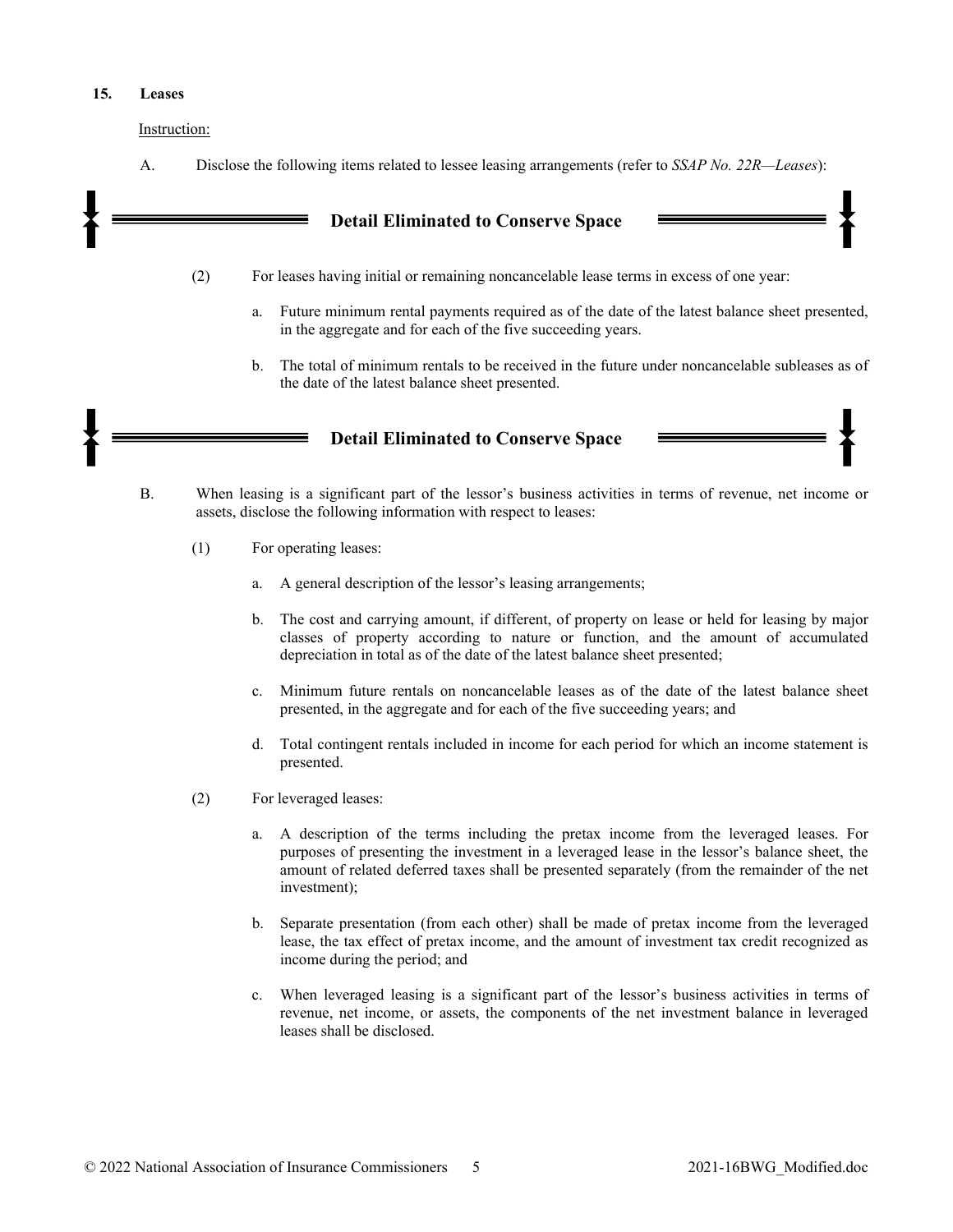**15. Leases**

Instruction:

A. Disclose the following items related to lessee leasing arrangements (refer to *SSAP No. 22R—Leases*):

**Detail Eliminated to Conserve Space**

(2) For leases having initial or remaining noncancelable lease terms in excess of one year:

a. Future minimum rental payments required as of the date of the latest balance sheet presented, in the aggregate and for each of the five succeeding years.

b. The total of minimum rentals to be received in the future under noncancelable subleases as of the date of the latest balance sheet presented.

**Detail Eliminated to Conserve Space**

B. When leasing is a significant part of the lessor's business activities in terms of revenue, net income or assets, disclose the following information with respect to leases:

(1) For operating leases:

a. A general description of the lessor's leasing arrangements;

b. The cost and carrying amount, if different, of property on lease or held for leasing by major classes of property according to nature or function, and the amount of accumulated depreciation in total as of the date of the latest balance sheet presented;

c. Minimum future rentals on noncancelable leases as of the date of the latest balance sheet presented, in the aggregate and for each of the five succeeding years; and

d. Total contingent rentals included in income for each period for which an income statement is presented.

(2) For leveraged leases:

a. A description of the terms including the pretax income from the leveraged leases. For purposes of presenting the investment in a leveraged lease in the lessor's balance sheet, the amount of related deferred taxes shall be presented separately (from the remainder of the net investment);

b. Separate presentation (from each other) shall be made of pretax income from the leveraged lease, the tax effect of pretax income, and the amount of investment tax credit recognized as income during the period; and

c. When leveraged leasing is a significant part of the lessor's business activities in terms of revenue, net income, or assets, the components of the net investment balance in leveraged leases shall be disclosed.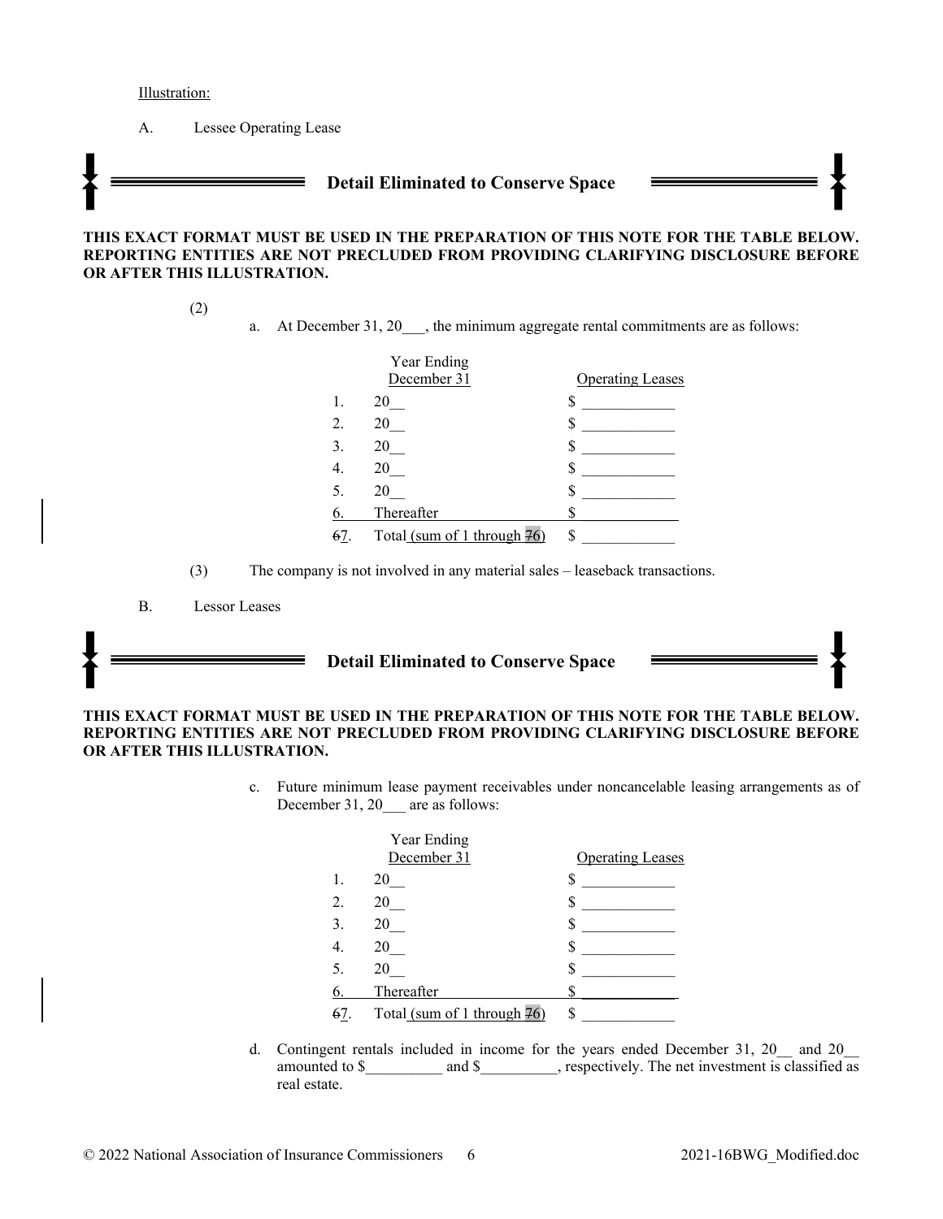Illustration:

A. Lessee Operating Lease

**Detail Eliminated to Conserve Space**

**THIS EXACT FORMAT MUST BE USED IN THE PREPARATION OF THIS NOTE FOR THE TABLE BELOW. REPORTING ENTITIES ARE NOT PRECLUDED FROM PROVIDING CLARIFYING DISCLOSURE BEFORE OR AFTER THIS ILLUSTRATION.**

(2)

a. At December 31, 20___, the minimum aggregate rental commitments are as follows:

| | Year Ending December 31 | Operating Leases |
|---|---|---|
| 1. | 20__ | $ ____________ |
| 2. | 20__ | $ ____________ |
| 3. | 20__ | $ ____________ |
| 4. | 20__ | $ ____________ |
| 5. | 20__ | $ ____________ |
| 6. | Thereafter | $ ____________ |
| ~~6~~7. | Total (sum of 1 through ~~7~~6) | $ ____________ |

(3) The company is not involved in any material sales – leaseback transactions.

B. Lessor Leases

**Detail Eliminated to Conserve Space**

**THIS EXACT FORMAT MUST BE USED IN THE PREPARATION OF THIS NOTE FOR THE TABLE BELOW. REPORTING ENTITIES ARE NOT PRECLUDED FROM PROVIDING CLARIFYING DISCLOSURE BEFORE OR AFTER THIS ILLUSTRATION.**

c. Future minimum lease payment receivables under noncancelable leasing arrangements as of December 31, 20___ are as follows:

| | Year Ending December 31 | Operating Leases |
|---|---|---|
| 1. | 20__ | $ ____________ |
| 2. | 20__ | $ ____________ |
| 3. | 20__ | $ ____________ |
| 4. | 20__ | $ ____________ |
| 5. | 20__ | $ ____________ |
| 6. | Thereafter | $ ____________ |
| ~~6~~7. | Total (sum of 1 through ~~7~~6) | $ ____________ |

d. Contingent rentals included in income for the years ended December 31, 20__ and 20__ amounted to $__________ and $__________, respectively. The net investment is classified as real estate.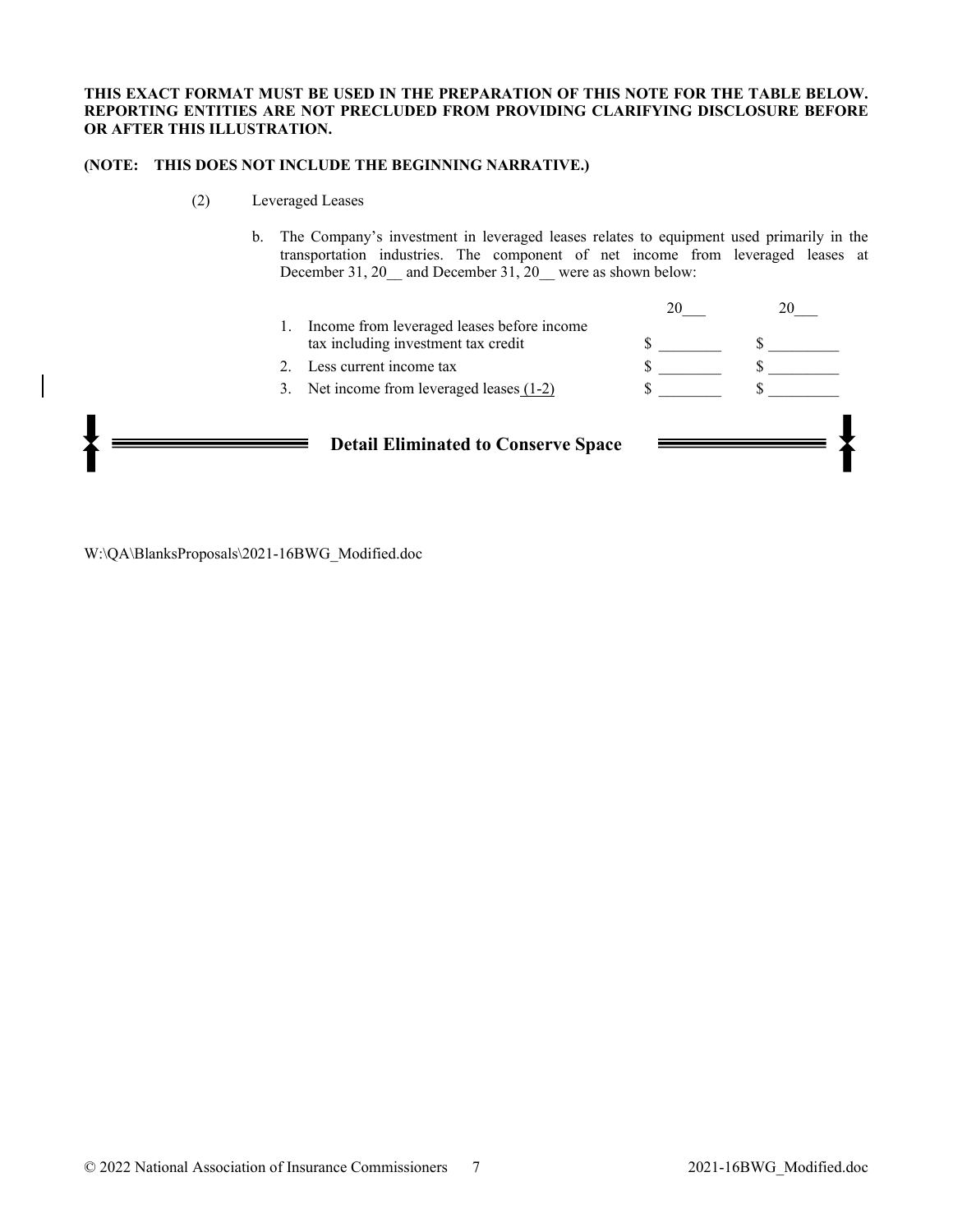**THIS EXACT FORMAT MUST BE USED IN THE PREPARATION OF THIS NOTE FOR THE TABLE BELOW. REPORTING ENTITIES ARE NOT PRECLUDED FROM PROVIDING CLARIFYING DISCLOSURE BEFORE OR AFTER THIS ILLUSTRATION.**

**(NOTE: THIS DOES NOT INCLUDE THE BEGINNING NARRATIVE.)**

(2) Leveraged Leases

b. The Company's investment in leveraged leases relates to equipment used primarily in the transportation industries. The component of net income from leveraged leases at December 31, 20__ and December 31, 20__ were as shown below:

| | 20___ | 20___ |
|---|---|---|
| 1. Income from leveraged leases before income tax including investment tax credit | $ ________ | $ _________ |
| 2. Less current income tax | $ ________ | $ _________ |
| 3. Net income from leveraged leases (1-2) | $ ________ | $ _________ |

**Detail Eliminated to Conserve Space**

W:\QA\BlanksProposals\2021-16BWG_Modified.doc